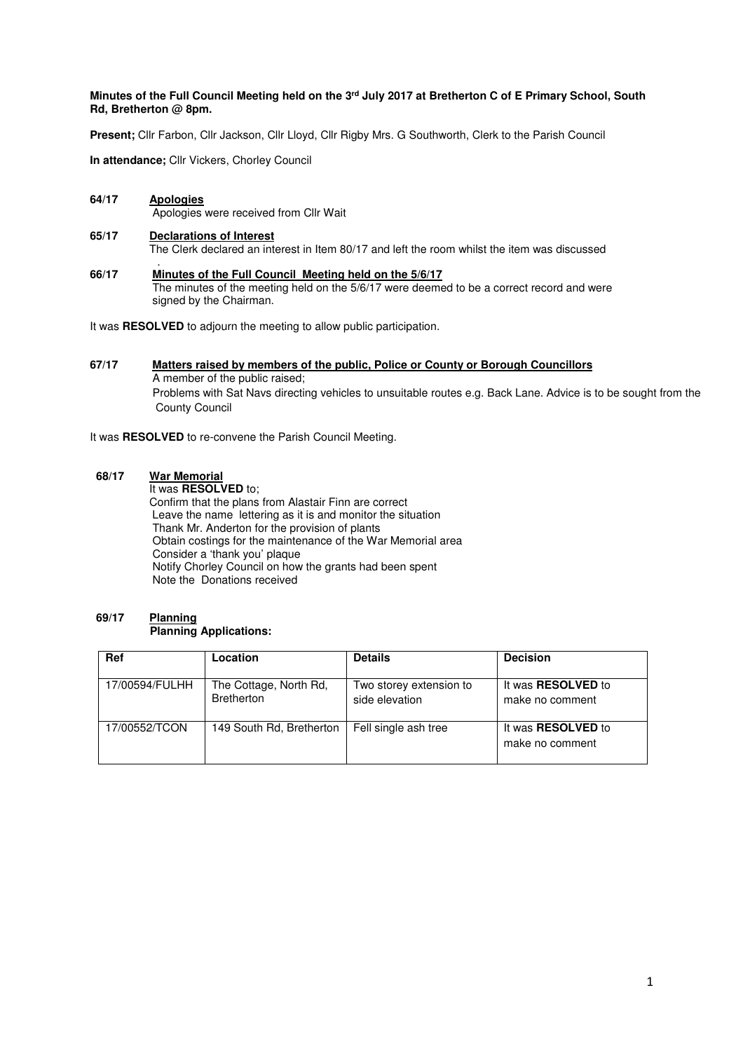**Minutes of the Full Council Meeting held on the 3rd July 2017 at Bretherton C of E Primary School, South Rd, Bretherton @ 8pm.**

**Present;** Cllr Farbon, Cllr Jackson, Cllr Lloyd, Cllr Rigby Mrs. G Southworth, Clerk to the Parish Council

**In attendance;** Cllr Vickers, Chorley Council

**64/17 Apologies**

Apologies were received from Cllr Wait

**65/17 Declarations of Interest**

The Clerk declared an interest in Item 80/17 and left the room whilst the item was discussed

**66/17 Minutes of the Full Council Meeting held on the 5/6/17**

The minutes of the meeting held on the 5/6/17 were deemed to be a correct record and were signed by the Chairman.

It was **RESOLVED** to adjourn the meeting to allow public participation.

**67/17 Matters raised by members of the public, Police or County or Borough Councillors**

A member of the public raised;

Problems with Sat Navs directing vehicles to unsuitable routes e.g. Back Lane. Advice is to be sought from the County Council

It was **RESOLVED** to re-convene the Parish Council Meeting.

**68/17 War Memorial**

It was **RESOLVED** to;

Confirm that the plans from Alastair Finn are correct
Leave the name lettering as it is and monitor the situation
Thank Mr. Anderton for the provision of plants
Obtain costings for the maintenance of the War Memorial area
Consider a 'thank you' plaque
Notify Chorley Council on how the grants had been spent
Note the Donations received

**69/17 Planning**

**Planning Applications:**

| Ref | Location | Details | Decision |
|---|---|---|---|
| 17/00594/FULHH | The Cottage, North Rd, Bretherton | Two storey extension to side elevation | It was **RESOLVED** to make no comment |
| 17/00552/TCON | 149 South Rd, Bretherton | Fell single ash tree | It was **RESOLVED** to make no comment |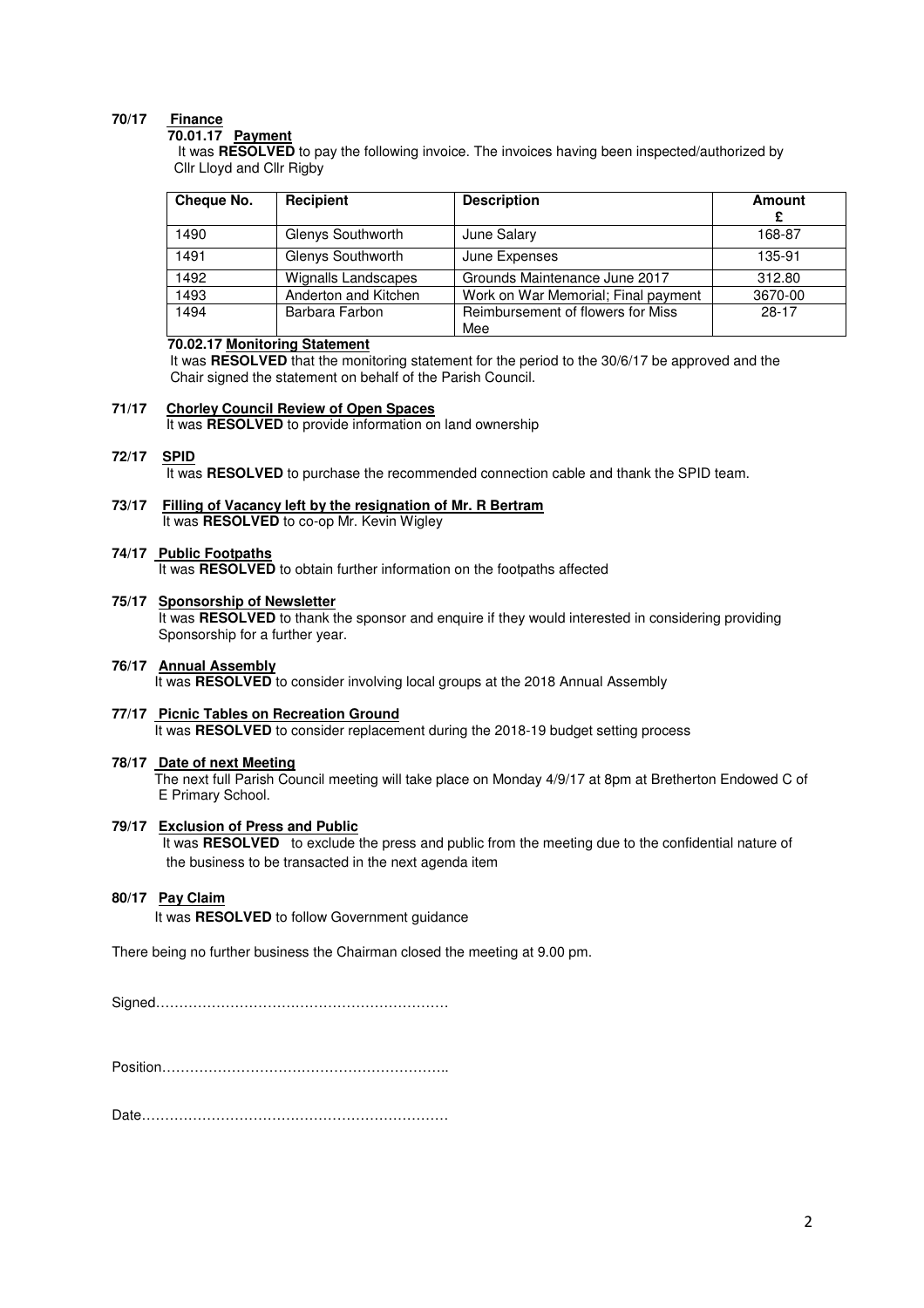**70/17 Finance**

**70.01.17 Payment**

It was **RESOLVED** to pay the following invoice. The invoices having been inspected/authorized by Cllr Lloyd and Cllr Rigby

| Cheque No. | Recipient | Description | Amount £ |
|---|---|---|---|
| 1490 | Glenys Southworth | June Salary | 168-87 |
| 1491 | Glenys Southworth | June Expenses | 135-91 |
| 1492 | Wignalls Landscapes | Grounds Maintenance June 2017 | 312.80 |
| 1493 | Anderton and Kitchen | Work on War Memorial; Final payment | 3670-00 |
| 1494 | Barbara Farbon | Reimbursement of flowers for Miss Mee | 28-17 |

**70.02.17 Monitoring Statement**

It was **RESOLVED** that the monitoring statement for the period to the 30/6/17 be approved and the Chair signed the statement on behalf of the Parish Council.

**71/17 Chorley Council Review of Open Spaces**

It was **RESOLVED** to provide information on land ownership

**72/17 SPID**

It was **RESOLVED** to purchase the recommended connection cable and thank the SPID team.

**73/17 Filling of Vacancy left by the resignation of Mr. R Bertram**

It was **RESOLVED** to co-op Mr. Kevin Wigley

**74/17 Public Footpaths**

It was **RESOLVED** to obtain further information on the footpaths affected

**75/17 Sponsorship of Newsletter**

It was **RESOLVED** to thank the sponsor and enquire if they would interested in considering providing Sponsorship for a further year.

**76/17 Annual Assembly**

It was **RESOLVED** to consider involving local groups at the 2018 Annual Assembly

**77/17 Picnic Tables on Recreation Ground**

It was **RESOLVED** to consider replacement during the 2018-19 budget setting process

**78/17 Date of next Meeting**

The next full Parish Council meeting will take place on Monday 4/9/17 at 8pm at Bretherton Endowed C of E Primary School.

**79/17 Exclusion of Press and Public**

It was **RESOLVED** to exclude the press and public from the meeting due to the confidential nature of the business to be transacted in the next agenda item

**80/17 Pay Claim**

It was **RESOLVED** to follow Government guidance

There being no further business the Chairman closed the meeting at 9.00 pm.

Signed……………………………………………………

Position……………………………………………………..

Date………………………………………………………